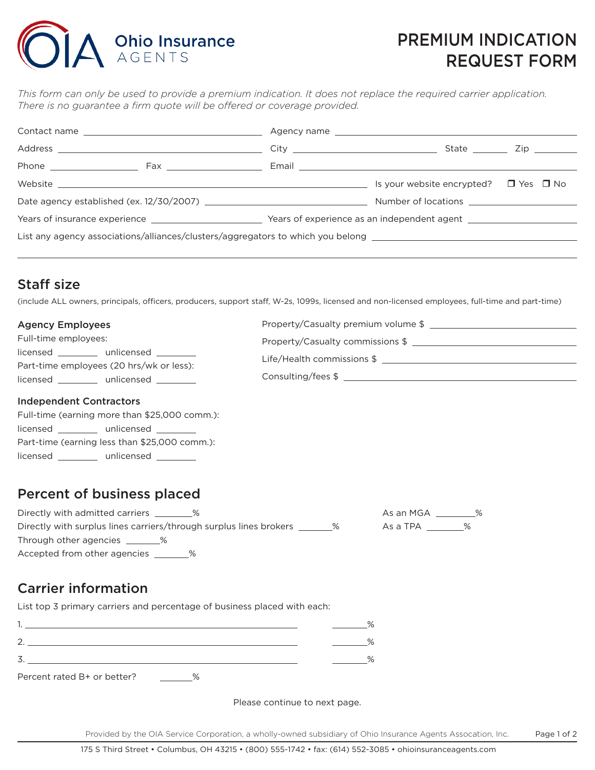Ohio Insurance AGENTS

# PREMIUM INDICATION REQUEST FORM

*This form can only be used to provide a premium indication. It does not replace the required carrier application. There is no guarantee a firm quote will be offered or coverage provided.*

Contact name ______________________ Agency name ______________________

Address ______________________ City ______________ State ______ Zip ______

Phone ______________ Fax ______________ Email ______________________

Website ______________________ Is your website encrypted? ☐ Yes ☐ No

Date agency established (ex. 12/30/2007) ______________ Number of locations ______________

Years of insurance experience ______________ Years of experience as an independent agent ______________

List any agency associations/alliances/clusters/aggregators to which you belong ______________________

______________________________________________

## Staff size

(include ALL owners, principals, officers, producers, support staff, W-2s, 1099s, licensed and non-licensed employees, full-time and part-time)

### Agency Employees

Full-time employees:

licensed ________ unlicensed ________

Part-time employees (20 hrs/wk or less):

licensed ________ unlicensed ________

### Independent Contractors

Full-time (earning more than $25,000 comm.):

licensed ________ unlicensed ________

Part-time (earning less than $25,000 comm.):

licensed ________ unlicensed ________

Property/Casualty premium volume $ ______________

Property/Casualty commissions $ ______________

Life/Health commissions $ ______________

Consulting/fees $ ______________

## Percent of business placed

Directly with admitted carriers ________%

Directly with surplus lines carriers/through surplus lines brokers ________%

Through other agencies ________%

Accepted from other agencies ________%

As an MGA ________%

As a TPA ________%

## Carrier information

List top 3 primary carriers and percentage of business placed with each:

1. ______________________ ________%
2. ______________________ ________%
3. ______________________ ________%

Percent rated B+ or better? ________%

Please continue to next page.

Provided by the OIA Service Corporation, a wholly-owned subsidiary of Ohio Insurance Agents Assocation, Inc.

175 S Third Street • Columbus, OH 43215 • (800) 555-1742 • fax: (614) 552-3085 • ohioinsuranceagents.com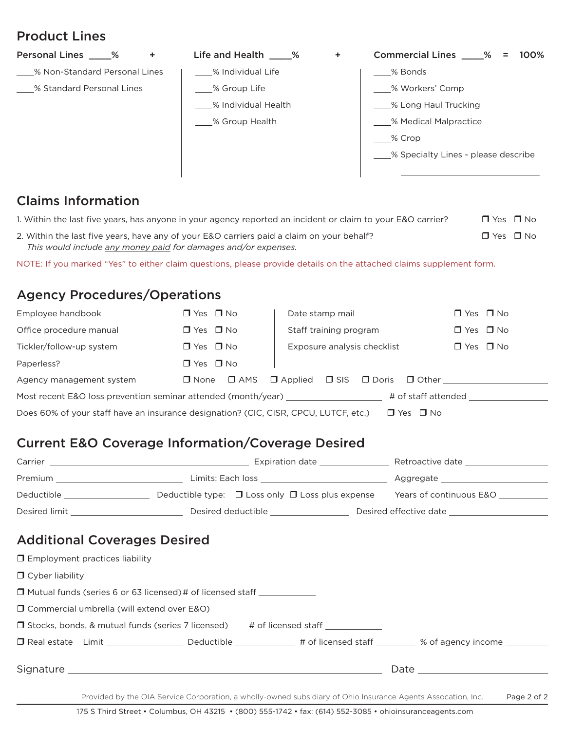## Product Lines

**Personal Lines ____%** + **Life and Health ____%** + **Commercial Lines ____% = 100%**

| Personal Lines | Life and Health | Commercial Lines |
|---|---|---|
| ____% Non-Standard Personal Lines | ____% Individual Life | ____% Bonds |
| ____% Standard Personal Lines | ____% Group Life | ____% Workers' Comp |
| | ____% Individual Health | ____% Long Haul Trucking |
| | ____% Group Health | ____% Medical Malpractice |
| | | ____% Crop |
| | | ____% Specialty Lines - please describe ____________ |

## Claims Information

1. Within the last five years, has anyone in your agency reported an incident or claim to your E&O carrier? ❒ Yes ❒ No
2. Within the last five years, have any of your E&O carriers paid a claim on your behalf? ❒ Yes ❒ No
   *This would include any money paid for damages and/or expenses.*

NOTE: If you marked "Yes" to either claim questions, please provide details on the attached claims supplement form.

## Agency Procedures/Operations

| | | | |
|---|---|---|---|
| Employee handbook | ❒ Yes ❒ No | Date stamp mail | ❒ Yes ❒ No |
| Office procedure manual | ❒ Yes ❒ No | Staff training program | ❒ Yes ❒ No |
| Tickler/follow-up system | ❒ Yes ❒ No | Exposure analysis checklist | ❒ Yes ❒ No |
| Paperless? | ❒ Yes ❒ No | | |

Agency management system ❒ None ❒ AMS ❒ Applied ❒ SIS ❒ Doris ❒ Other ____________

Most recent E&O loss prevention seminar attended (month/year) ____________ # of staff attended ____________

Does 60% of your staff have an insurance designation? (CIC, CISR, CPCU, LUTCF, etc.) ❒ Yes ❒ No

## Current E&O Coverage Information/Coverage Desired

Carrier ____________ Expiration date ____________ Retroactive date ____________

Premium ____________ Limits: Each loss ____________ Aggregate ____________

Deductible ____________ Deductible type: ❒ Loss only ❒ Loss plus expense Years of continuous E&O ____________

Desired limit ____________ Desired deductible ____________ Desired effective date ____________

## Additional Coverages Desired

❒ Employment practices liability

❒ Cyber liability

❒ Mutual funds (series 6 or 63 licensed) # of licensed staff ____________

❒ Commercial umbrella (will extend over E&O)

❒ Stocks, bonds, & mutual funds (series 7 licensed) # of licensed staff ____________

❒ Real estate Limit ____________ Deductible ____________ # of licensed staff ____________ % of agency income ____________

Signature ____________________________ Date ____________

Provided by the OIA Service Corporation, a wholly-owned subsidiary of Ohio Insurance Agents Assocation, Inc.

175 S Third Street • Columbus, OH 43215 • (800) 555-1742 • fax: (614) 552-3085 • ohioinsuranceagents.com